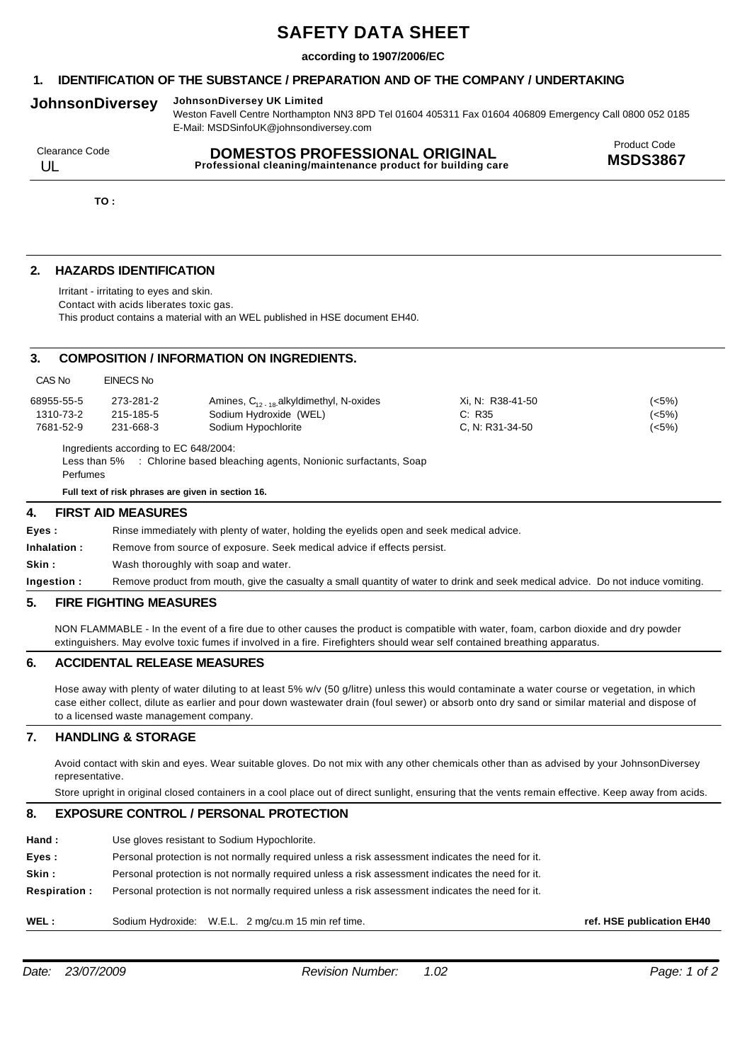# SAFETY DATA SHEET

**according to 1907/2006/EC**

## 1. IDENTIFICATION OF THE SUBSTANCE / PREPARATION AND OF THE COMPANY / UNDERTAKING

**JohnsonDiversey** **JohnsonDiversey UK Limited**
Weston Favell Centre Northampton NN3 8PD Tel 01604 405311 Fax 01604 406809 Emergency Call 0800 052 0185
E-Mail: MSDSinfoUK@johnsondiversey.com

Clearance Code: UL

**DOMESTOS PROFESSIONAL ORIGINAL**
**Professional cleaning/maintenance product for building care**

Product Code: **MSDS3867**

**TO :**

## 2. HAZARDS IDENTIFICATION

Irritant - irritating to eyes and skin.
Contact with acids liberates toxic gas.
This product contains a material with an WEL published in HSE document EH40.

## 3. COMPOSITION / INFORMATION ON INGREDIENTS.

| CAS No | EINECS No | | | |
|---|---|---|---|---|
| 68955-55-5 | 273-281-2 | Amines, $C_{12-18}$ alkyldimethyl, N-oxides | Xi, N: R38-41-50 | (<5%) |
| 1310-73-2 | 215-185-5 | Sodium Hydroxide (WEL) | C: R35 | (<5%) |
| 7681-52-9 | 231-668-3 | Sodium Hypochlorite | C, N: R31-34-50 | (<5%) |

Ingredients according to EC 648/2004:
Less than 5% : Chlorine based bleaching agents, Nonionic surfactants, Soap
Perfumes

**Full text of risk phrases are given in section 16.**

## 4. FIRST AID MEASURES

**Eyes :** Rinse immediately with plenty of water, holding the eyelids open and seek medical advice.

**Inhalation :** Remove from source of exposure. Seek medical advice if effects persist.

**Skin :** Wash thoroughly with soap and water.

**Ingestion :** Remove product from mouth, give the casualty a small quantity of water to drink and seek medical advice. Do not induce vomiting.

## 5. FIRE FIGHTING MEASURES

NON FLAMMABLE - In the event of a fire due to other causes the product is compatible with water, foam, carbon dioxide and dry powder extinguishers. May evolve toxic fumes if involved in a fire. Firefighters should wear self contained breathing apparatus.

## 6. ACCIDENTAL RELEASE MEASURES

Hose away with plenty of water diluting to at least 5% w/v (50 g/litre) unless this would contaminate a water course or vegetation, in which case either collect, dilute as earlier and pour down wastewater drain (foul sewer) or absorb onto dry sand or similar material and dispose of to a licensed waste management company.

## 7. HANDLING & STORAGE

Avoid contact with skin and eyes. Wear suitable gloves. Do not mix with any other chemicals other than as advised by your JohnsonDiversey representative.

Store upright in original closed containers in a cool place out of direct sunlight, ensuring that the vents remain effective. Keep away from acids.

## 8. EXPOSURE CONTROL / PERSONAL PROTECTION

**Hand :** Use gloves resistant to Sodium Hypochlorite.

**Eyes :** Personal protection is not normally required unless a risk assessment indicates the need for it.

**Skin :** Personal protection is not normally required unless a risk assessment indicates the need for it.

**Respiration :** Personal protection is not normally required unless a risk assessment indicates the need for it.

**WEL :** Sodium Hydroxide: W.E.L. 2 mg/cu.m 15 min ref time. **ref. HSE publication EH40**

*Date: 23/07/2009* *Revision Number: 1.02*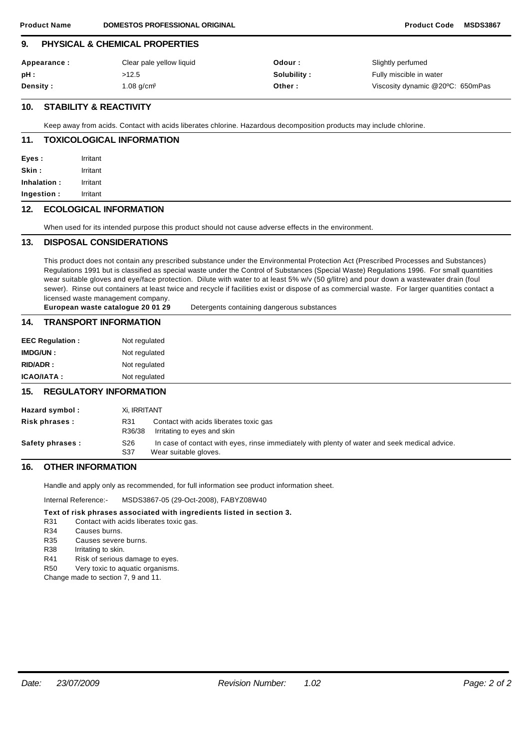## 9. PHYSICAL & CHEMICAL PROPERTIES

| | | | |
|---|---|---|---|
| **Appearance :** | Clear pale yellow liquid | **Odour :** | Slightly perfumed |
| **pH :** | >12.5 | **Solubility :** | Fully miscible in water |
| **Density :** | 1.08 g/cm³ | **Other :** | Viscosity dynamic @20ºC: 650mPas |

## 10. STABILITY & REACTIVITY

Keep away from acids. Contact with acids liberates chlorine. Hazardous decomposition products may include chlorine.

## 11. TOXICOLOGICAL INFORMATION

| | |
|---|---|
| **Eyes :** | Irritant |
| **Skin :** | Irritant |
| **Inhalation :** | Irritant |
| **Ingestion :** | Irritant |

## 12. ECOLOGICAL INFORMATION

When used for its intended purpose this product should not cause adverse effects in the environment.

## 13. DISPOSAL CONSIDERATIONS

This product does not contain any prescribed substance under the Environmental Protection Act (Prescribed Processes and Substances) Regulations 1991 but is classified as special waste under the Control of Substances (Special Waste) Regulations 1996. For small quantities wear suitable gloves and eye/face protection. Dilute with water to at least 5% w/v (50 g/litre) and pour down a wastewater drain (foul sewer). Rinse out containers at least twice and recycle if facilities exist or dispose of as commercial waste. For larger quantities contact a licensed waste management company.

**European waste catalogue 20 01 29** Detergents containing dangerous substances

## 14. TRANSPORT INFORMATION

| | |
|---|---|
| **EEC Regulation :** | Not regulated |
| **IMDG/UN :** | Not regulated |
| **RID/ADR :** | Not regulated |
| **ICAO/IATA :** | Not regulated |

## 15. REGULATORY INFORMATION

| | | |
|---|---|---|
| **Hazard symbol :** | Xi, IRRITANT | |
| **Risk phrases :** | R31 | Contact with acids liberates toxic gas |
| | R36/38 | Irritating to eyes and skin |
| **Safety phrases :** | S26 | In case of contact with eyes, rinse immediately with plenty of water and seek medical advice. |
| | S37 | Wear suitable gloves. |

## 16. OTHER INFORMATION

Handle and apply only as recommended, for full information see product information sheet.

Internal Reference:- MSDS3867-05 (29-Oct-2008), FABYZ08W40

**Text of risk phrases associated with ingredients listed in section 3.**

R31 Contact with acids liberates toxic gas.
R34 Causes burns.
R35 Causes severe burns.
R38 Irritating to skin.
R41 Risk of serious damage to eyes.
R50 Very toxic to aquatic organisms.
Change made to section 7, 9 and 11.

*Date: 23/07/2009* *Revision Number: 1.02*